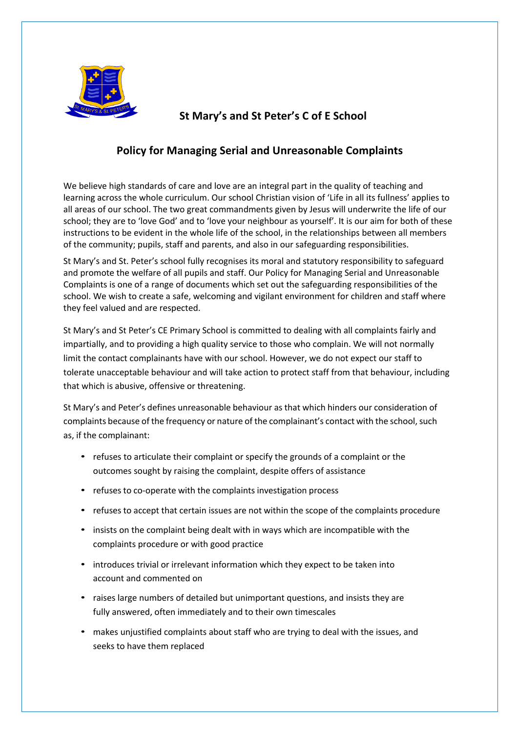## St Mary's and St Peter's C of E School

## Policy for Managing Serial and Unreasonable Complaints

We believe high standards of care and love are an integral part in the quality of teaching and learning across the whole curriculum. Our school Christian vision of 'Life in all its fullness' applies to all areas of our school. The two great commandments given by Jesus will underwrite the life of our school; they are to 'love God' and to 'love your neighbour as yourself'. It is our aim for both of these instructions to be evident in the whole life of the school, in the relationships between all members of the community; pupils, staff and parents, and also in our safeguarding responsibilities.

St Mary's and St. Peter's school fully recognises its moral and statutory responsibility to safeguard and promote the welfare of all pupils and staff. Our Policy for Managing Serial and Unreasonable Complaints is one of a range of documents which set out the safeguarding responsibilities of the school. We wish to create a safe, welcoming and vigilant environment for children and staff where they feel valued and are respected.

St Mary's and St Peter's CE Primary School is committed to dealing with all complaints fairly and impartially, and to providing a high quality service to those who complain. We will not normally limit the contact complainants have with our school. However, we do not expect our staff to tolerate unacceptable behaviour and will take action to protect staff from that behaviour, including that which is abusive, offensive or threatening.

St Mary's and Peter's defines unreasonable behaviour as that which hinders our consideration of complaints because of the frequency or nature of the complainant's contact with the school, such as, if the complainant:

- refuses to articulate their complaint or specify the grounds of a complaint or the outcomes sought by raising the complaint, despite offers of assistance
- refuses to co-operate with the complaints investigation process
- refuses to accept that certain issues are not within the scope of the complaints procedure
- insists on the complaint being dealt with in ways which are incompatible with the complaints procedure or with good practice
- introduces trivial or irrelevant information which they expect to be taken into account and commented on
- raises large numbers of detailed but unimportant questions, and insists they are fully answered, often immediately and to their own timescales
- makes unjustified complaints about staff who are trying to deal with the issues, and seeks to have them replaced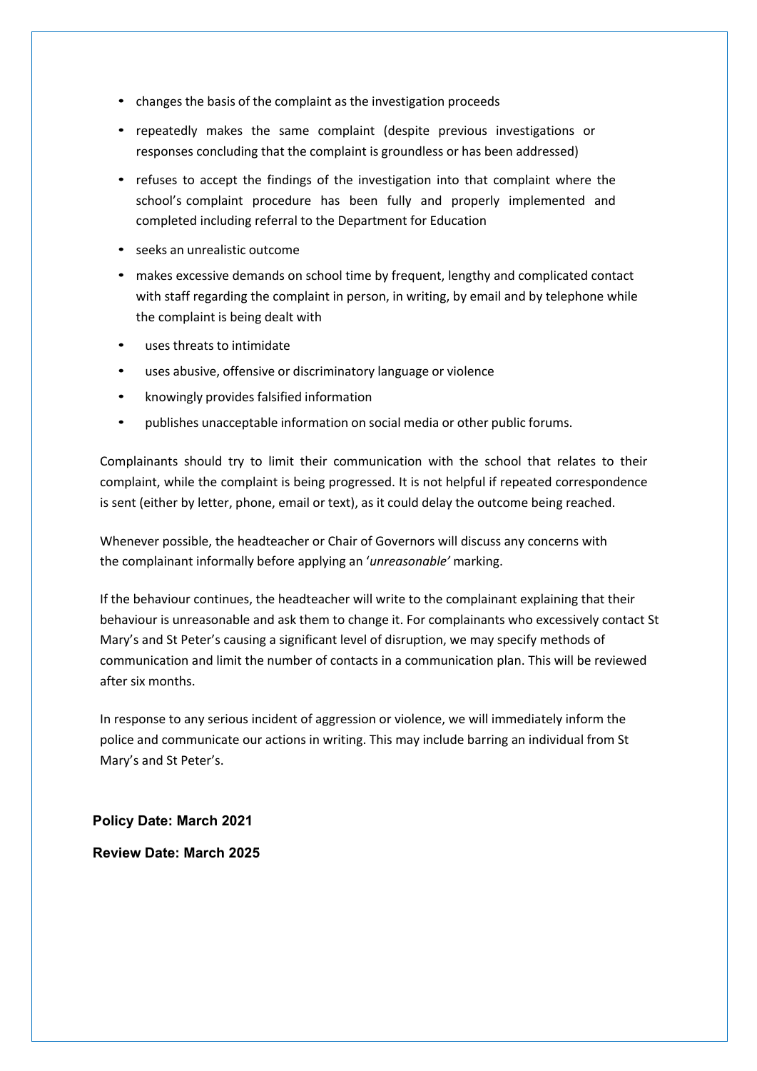- changes the basis of the complaint as the investigation proceeds
- repeatedly makes the same complaint (despite previous investigations or responses concluding that the complaint is groundless or has been addressed)
- refuses to accept the findings of the investigation into that complaint where the school's complaint procedure has been fully and properly implemented and completed including referral to the Department for Education
- seeks an unrealistic outcome
- makes excessive demands on school time by frequent, lengthy and complicated contact with staff regarding the complaint in person, in writing, by email and by telephone while the complaint is being dealt with
- uses threats to intimidate
- uses abusive, offensive or discriminatory language or violence
- knowingly provides falsified information
- publishes unacceptable information on social media or other public forums.

Complainants should try to limit their communication with the school that relates to their complaint, while the complaint is being progressed. It is not helpful if repeated correspondence is sent (either by letter, phone, email or text), as it could delay the outcome being reached.

Whenever possible, the headteacher or Chair of Governors will discuss any concerns with the complainant informally before applying an '*unreasonable'* marking.

If the behaviour continues, the headteacher will write to the complainant explaining that their behaviour is unreasonable and ask them to change it. For complainants who excessively contact St Mary's and St Peter's causing a significant level of disruption, we may specify methods of communication and limit the number of contacts in a communication plan. This will be reviewed after six months.

In response to any serious incident of aggression or violence, we will immediately inform the police and communicate our actions in writing. This may include barring an individual from St Mary's and St Peter's.

**Policy Date: March 2021**

**Review Date: March 2025**